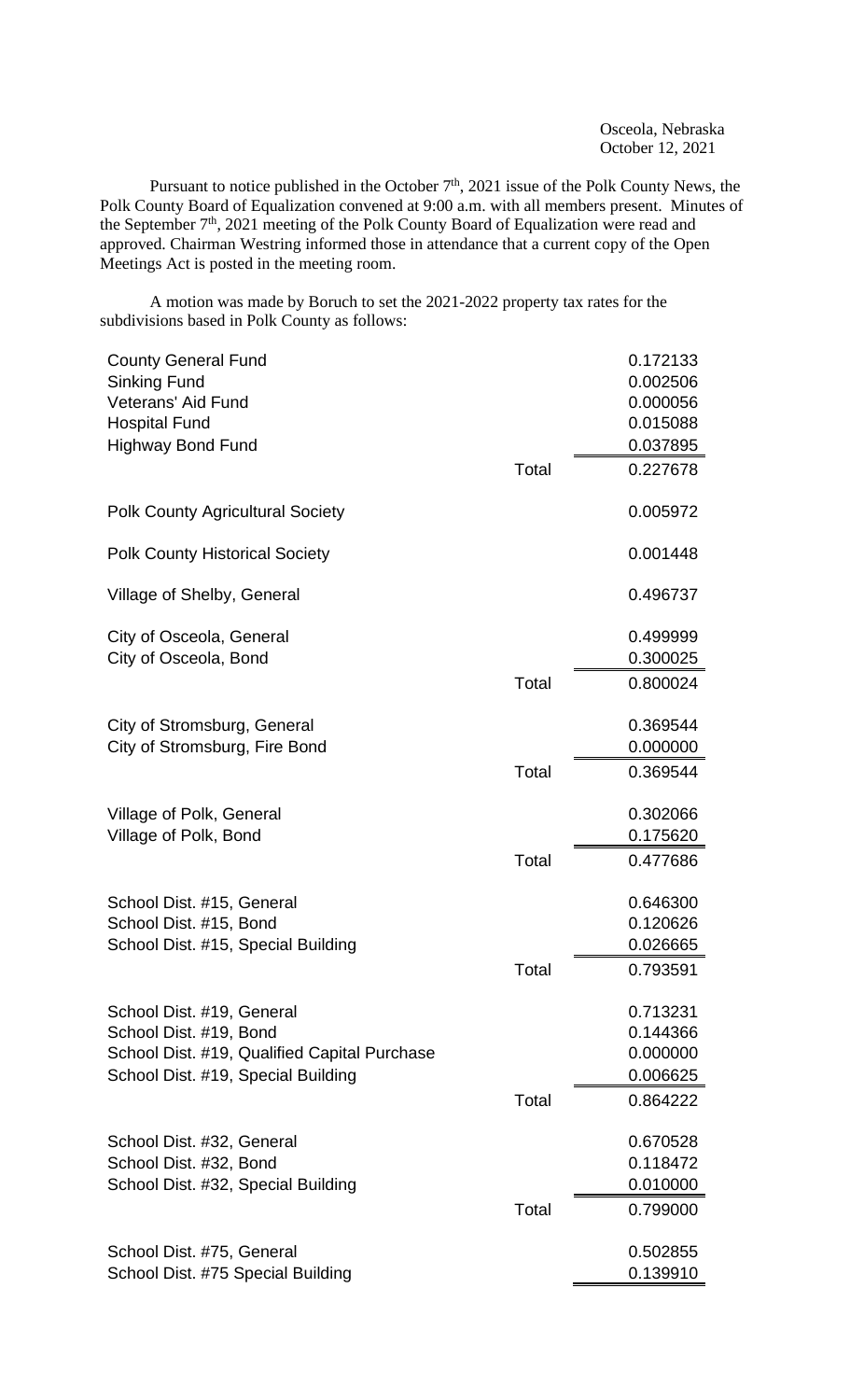Osceola, Nebraska
October 12, 2021

Pursuant to notice published in the October 7th, 2021 issue of the Polk County News, the Polk County Board of Equalization convened at 9:00 a.m. with all members present. Minutes of the September 7th, 2021 meeting of the Polk County Board of Equalization were read and approved. Chairman Westring informed those in attendance that a current copy of the Open Meetings Act is posted in the meeting room.

A motion was made by Boruch to set the 2021-2022 property tax rates for the subdivisions based in Polk County as follows:

| | | |
|---|---|---|
| County General Fund | | 0.172133 |
| Sinking Fund | | 0.002506 |
| Veterans' Aid Fund | | 0.000056 |
| Hospital Fund | | 0.015088 |
| Highway Bond Fund | | 0.037895 |
| | Total | 0.227678 |
| | | |
| Polk County Agricultural Society | | 0.005972 |
| | | |
| Polk County Historical Society | | 0.001448 |
| | | |
| Village of Shelby, General | | 0.496737 |
| | | |
| City of Osceola, General | | 0.499999 |
| City of Osceola, Bond | | 0.300025 |
| | Total | 0.800024 |
| | | |
| City of Stromsburg, General | | 0.369544 |
| City of Stromsburg, Fire Bond | | 0.000000 |
| | Total | 0.369544 |
| | | |
| Village of Polk, General | | 0.302066 |
| Village of Polk, Bond | | 0.175620 |
| | Total | 0.477686 |
| | | |
| School Dist. #15, General | | 0.646300 |
| School Dist. #15, Bond | | 0.120626 |
| School Dist. #15, Special Building | | 0.026665 |
| | Total | 0.793591 |
| | | |
| School Dist. #19, General | | 0.713231 |
| School Dist. #19, Bond | | 0.144366 |
| School Dist. #19, Qualified Capital Purchase | | 0.000000 |
| School Dist. #19, Special Building | | 0.006625 |
| | Total | 0.864222 |
| | | |
| School Dist. #32, General | | 0.670528 |
| School Dist. #32, Bond | | 0.118472 |
| School Dist. #32, Special Building | | 0.010000 |
| | Total | 0.799000 |
| | | |
| School Dist. #75, General | | 0.502855 |
| School Dist. #75 Special Building | | 0.139910 |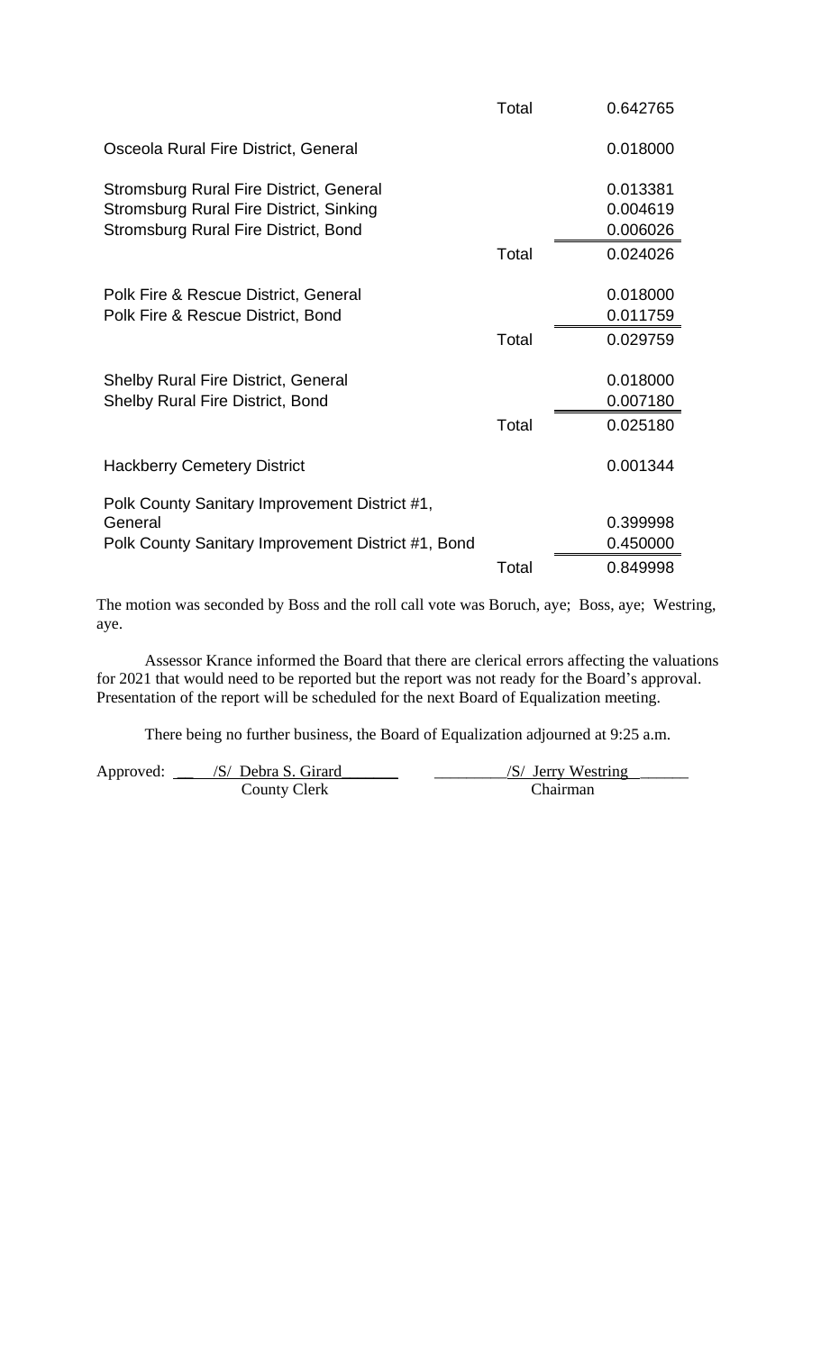| | | |
|---|---|---|
| | Total | 0.642765 |
| Osceola Rural Fire District, General | | 0.018000 |
| Stromsburg Rural Fire District, General | | 0.013381 |
| Stromsburg Rural Fire District, Sinking | | 0.004619 |
| Stromsburg Rural Fire District, Bond | | 0.006026 |
| | Total | 0.024026 |
| Polk Fire & Rescue District, General | | 0.018000 |
| Polk Fire & Rescue District, Bond | | 0.011759 |
| | Total | 0.029759 |
| Shelby Rural Fire District, General | | 0.018000 |
| Shelby Rural Fire District, Bond | | 0.007180 |
| | Total | 0.025180 |
| Hackberry Cemetery District | | 0.001344 |
| Polk County Sanitary Improvement District #1, General | | 0.399998 |
| Polk County Sanitary Improvement District #1, Bond | | 0.450000 |
| | Total | 0.849998 |

The motion was seconded by Boss and the roll call vote was Boruch, aye; Boss, aye; Westring, aye.

Assessor Krance informed the Board that there are clerical errors affecting the valuations for 2021 that would need to be reported but the report was not ready for the Board's approval. Presentation of the report will be scheduled for the next Board of Equalization meeting.

There being no further business, the Board of Equalization adjourned at 9:25 a.m.

Approved: /S/ Debra S. Girard — County Clerk

/S/ Jerry Westring — Chairman